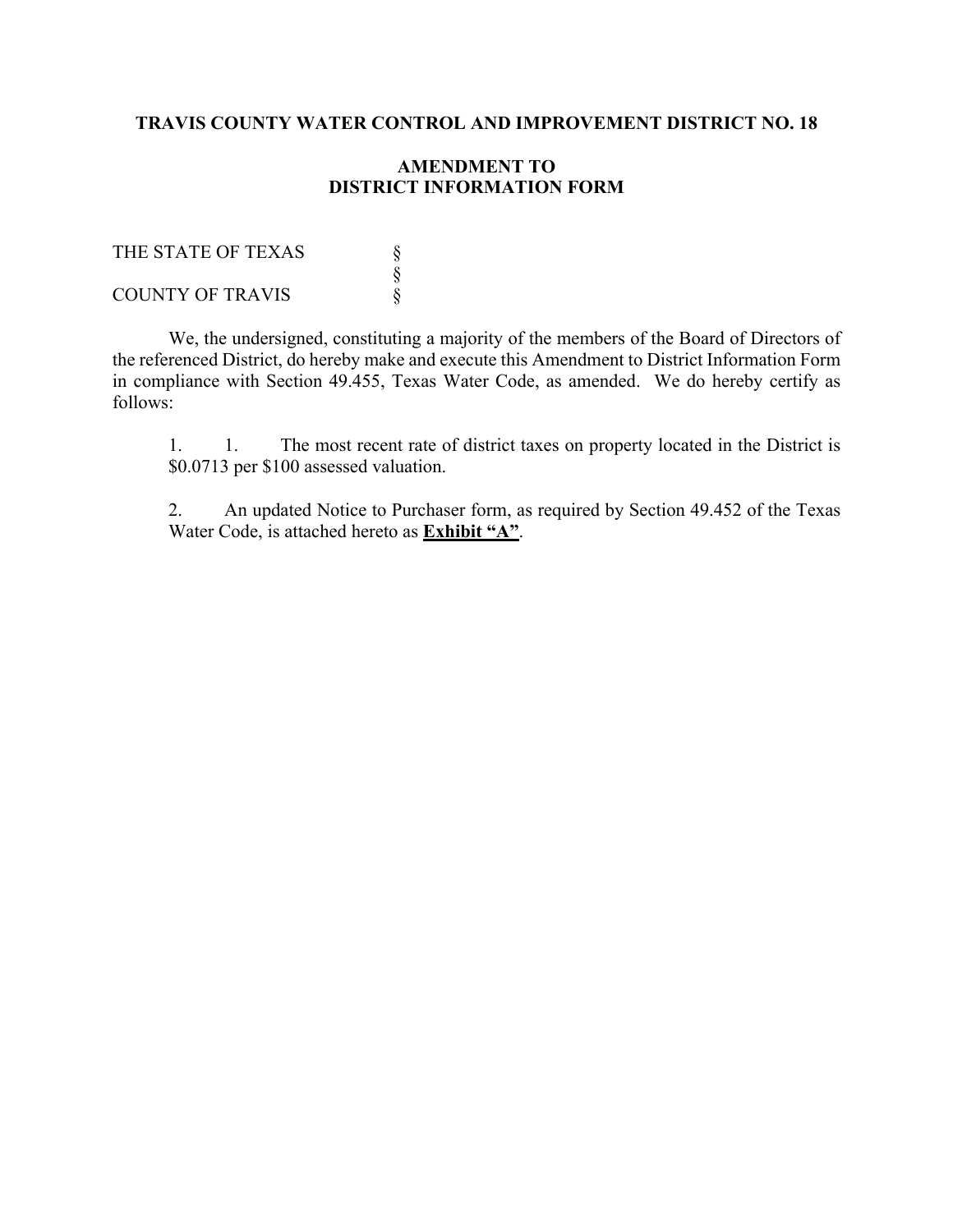**TRAVIS COUNTY WATER CONTROL AND IMPROVEMENT DISTRICT NO. 18**

**AMENDMENT TO**
**DISTRICT INFORMATION FORM**

THE STATE OF TEXAS §
§
COUNTY OF TRAVIS §

We, the undersigned, constituting a majority of the members of the Board of Directors of the referenced District, do hereby make and execute this Amendment to District Information Form in compliance with Section 49.455, Texas Water Code, as amended. We do hereby certify as follows:

1. 1. The most recent rate of district taxes on property located in the District is $0.0713 per $100 assessed valuation.

2. An updated Notice to Purchaser form, as required by Section 49.452 of the Texas Water Code, is attached hereto as **Exhibit "A"**.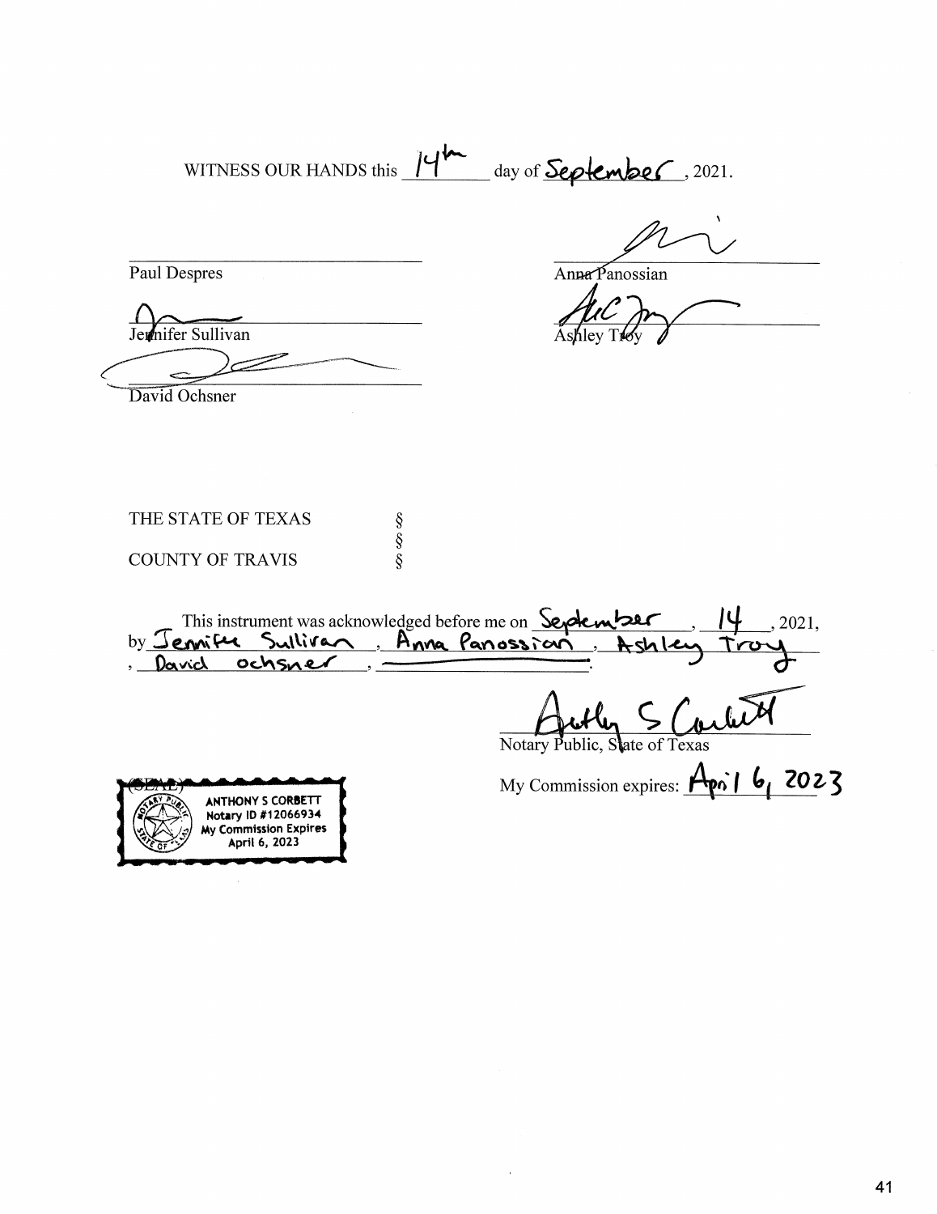WITNESS OUR HANDS this 14th day of September, 2021.

| | |
|---|---|
| Paul Despres | Anna Panossian |
| Jennifer Sullivan | Ashley Troy |
| David Ochsner | |

THE STATE OF TEXAS §
§
COUNTY OF TRAVIS §

This instrument was acknowledged before me on September, 14, 2021, by Jennifer Sullivan, Anna Panossian, Ashley Troy, David Ochsner, ________.

Notary Public, State of Texas

My Commission expires: April 6, 2023

(SEAL)

ANTHONY S CORBETT
Notary ID #12066934
My Commission Expires
April 6, 2023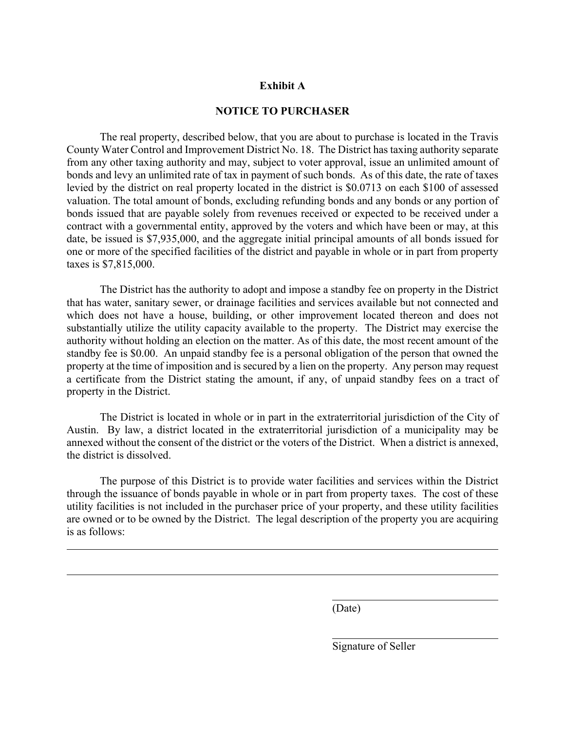**Exhibit A**

**NOTICE TO PURCHASER**

The real property, described below, that you are about to purchase is located in the Travis County Water Control and Improvement District No. 18. The District has taxing authority separate from any other taxing authority and may, subject to voter approval, issue an unlimited amount of bonds and levy an unlimited rate of tax in payment of such bonds. As of this date, the rate of taxes levied by the district on real property located in the district is $0.0713 on each $100 of assessed valuation. The total amount of bonds, excluding refunding bonds and any bonds or any portion of bonds issued that are payable solely from revenues received or expected to be received under a contract with a governmental entity, approved by the voters and which have been or may, at this date, be issued is $7,935,000, and the aggregate initial principal amounts of all bonds issued for one or more of the specified facilities of the district and payable in whole or in part from property taxes is $7,815,000.

The District has the authority to adopt and impose a standby fee on property in the District that has water, sanitary sewer, or drainage facilities and services available but not connected and which does not have a house, building, or other improvement located thereon and does not substantially utilize the utility capacity available to the property. The District may exercise the authority without holding an election on the matter. As of this date, the most recent amount of the standby fee is $0.00. An unpaid standby fee is a personal obligation of the person that owned the property at the time of imposition and is secured by a lien on the property. Any person may request a certificate from the District stating the amount, if any, of unpaid standby fees on a tract of property in the District.

The District is located in whole or in part in the extraterritorial jurisdiction of the City of Austin. By law, a district located in the extraterritorial jurisdiction of a municipality may be annexed without the consent of the district or the voters of the District. When a district is annexed, the district is dissolved.

The purpose of this District is to provide water facilities and services within the District through the issuance of bonds payable in whole or in part from property taxes. The cost of these utility facilities is not included in the purchaser price of your property, and these utility facilities are owned or to be owned by the District. The legal description of the property you are acquiring is as follows:

\_\_\_\_\_\_\_\_\_\_\_\_\_\_\_\_\_\_\_\_\_\_\_\_\_\_\_\_\_\_\_\_\_\_\_\_\_\_\_\_\_\_\_\_\_\_\_\_\_\_\_\_\_\_\_\_\_\_\_\_\_\_\_\_\_\_\_\_\_\_\_\_

\_\_\_\_\_\_\_\_\_\_\_\_\_\_\_\_\_\_\_\_\_\_\_\_\_\_\_\_\_\_\_\_\_\_\_\_\_\_\_\_\_\_\_\_\_\_\_\_\_\_\_\_\_\_\_\_\_\_\_\_\_\_\_\_\_\_\_\_\_\_\_\_

\_\_\_\_\_\_\_\_\_\_\_\_\_\_\_\_\_\_\_\_\_\_\_\_\_\_\_\_\_\_

(Date)

\_\_\_\_\_\_\_\_\_\_\_\_\_\_\_\_\_\_\_\_\_\_\_\_\_\_\_\_\_\_

Signature of Seller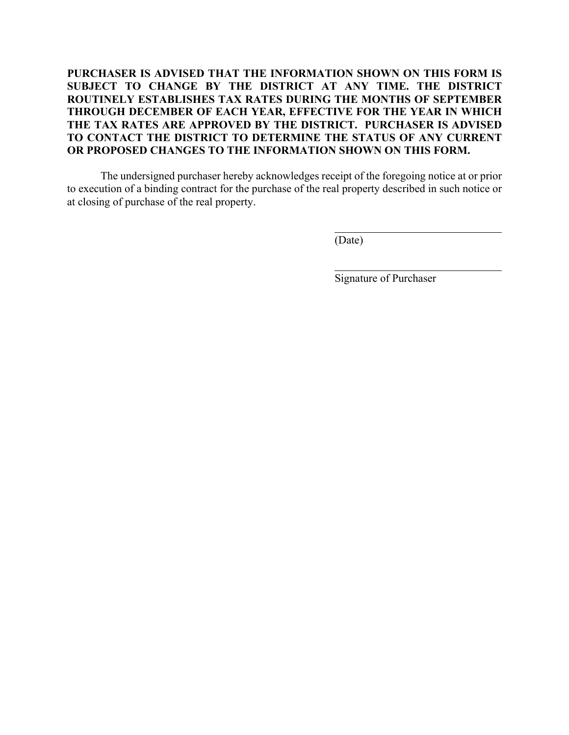**PURCHASER IS ADVISED THAT THE INFORMATION SHOWN ON THIS FORM IS SUBJECT TO CHANGE BY THE DISTRICT AT ANY TIME. THE DISTRICT ROUTINELY ESTABLISHES TAX RATES DURING THE MONTHS OF SEPTEMBER THROUGH DECEMBER OF EACH YEAR, EFFECTIVE FOR THE YEAR IN WHICH THE TAX RATES ARE APPROVED BY THE DISTRICT. PURCHASER IS ADVISED TO CONTACT THE DISTRICT TO DETERMINE THE STATUS OF ANY CURRENT OR PROPOSED CHANGES TO THE INFORMATION SHOWN ON THIS FORM.**

The undersigned purchaser hereby acknowledges receipt of the foregoing notice at or prior to execution of a binding contract for the purchase of the real property described in such notice or at closing of purchase of the real property.

\_\_\_\_\_\_\_\_\_\_\_\_\_\_\_\_\_\_\_\_\_\_\_\_\_\_\_\_\_\_
(Date)

\_\_\_\_\_\_\_\_\_\_\_\_\_\_\_\_\_\_\_\_\_\_\_\_\_\_\_\_\_\_
Signature of Purchaser